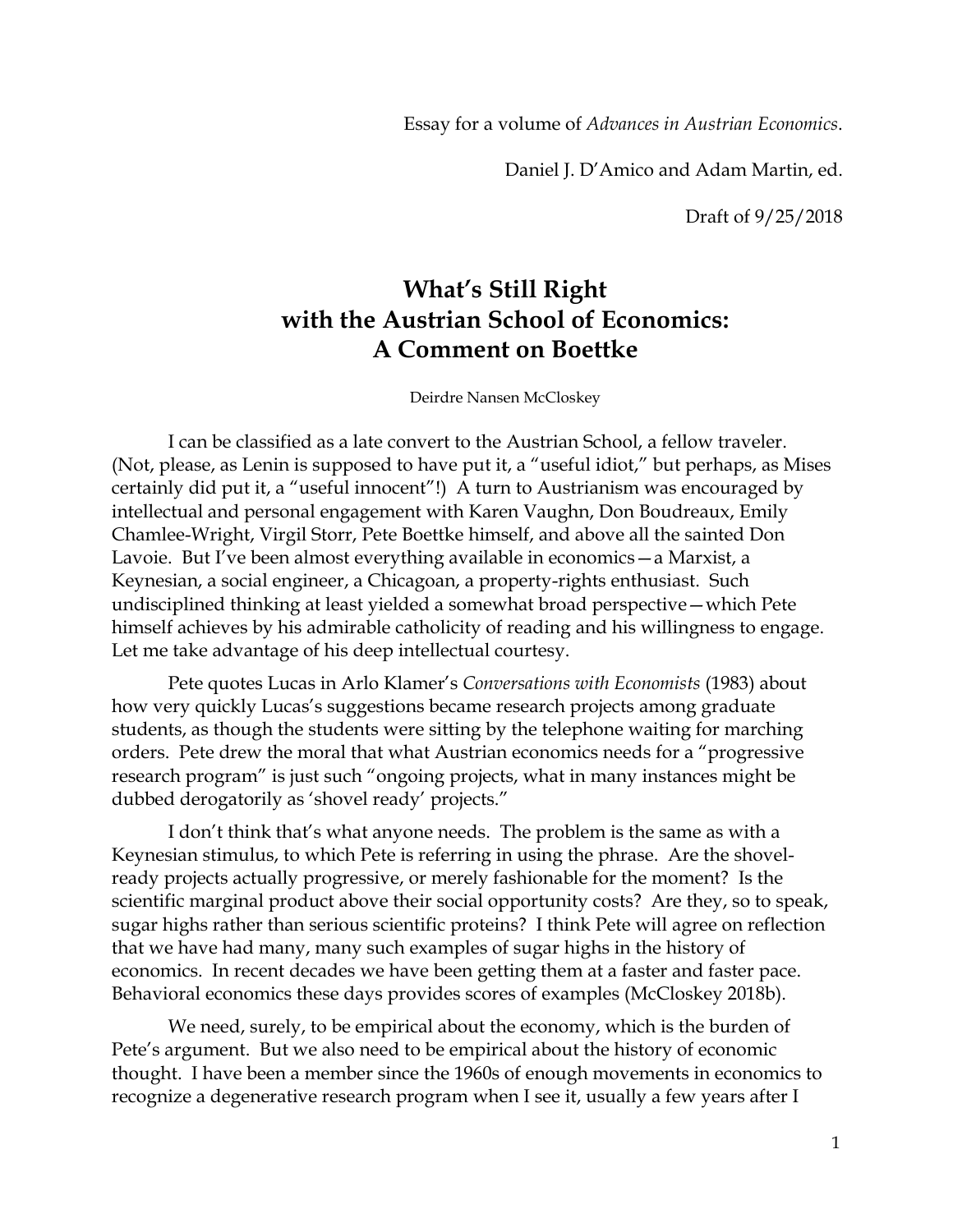Essay for a volume of *Advances in Austrian Economics*.

Daniel J. D'Amico and Adam Martin, ed.

Draft of 9/25/2018

# What's Still Right with the Austrian School of Economics: A Comment on Boettke

Deirdre Nansen McCloskey

I can be classified as a late convert to the Austrian School, a fellow traveler. (Not, please, as Lenin is supposed to have put it, a "useful idiot," but perhaps, as Mises certainly did put it, a "useful innocent"!) A turn to Austrianism was encouraged by intellectual and personal engagement with Karen Vaughn, Don Boudreaux, Emily Chamlee-Wright, Virgil Storr, Pete Boettke himself, and above all the sainted Don Lavoie. But I've been almost everything available in economics—a Marxist, a Keynesian, a social engineer, a Chicagoan, a property-rights enthusiast. Such undisciplined thinking at least yielded a somewhat broad perspective—which Pete himself achieves by his admirable catholicity of reading and his willingness to engage. Let me take advantage of his deep intellectual courtesy.

Pete quotes Lucas in Arlo Klamer's *Conversations with Economists* (1983) about how very quickly Lucas's suggestions became research projects among graduate students, as though the students were sitting by the telephone waiting for marching orders. Pete drew the moral that what Austrian economics needs for a "progressive research program" is just such "ongoing projects, what in many instances might be dubbed derogatorily as 'shovel ready' projects."

I don't think that's what anyone needs. The problem is the same as with a Keynesian stimulus, to which Pete is referring in using the phrase. Are the shovel-ready projects actually progressive, or merely fashionable for the moment? Is the scientific marginal product above their social opportunity costs? Are they, so to speak, sugar highs rather than serious scientific proteins? I think Pete will agree on reflection that we have had many, many such examples of sugar highs in the history of economics. In recent decades we have been getting them at a faster and faster pace. Behavioral economics these days provides scores of examples (McCloskey 2018b).

We need, surely, to be empirical about the economy, which is the burden of Pete's argument. But we also need to be empirical about the history of economic thought. I have been a member since the 1960s of enough movements in economics to recognize a degenerative research program when I see it, usually a few years after I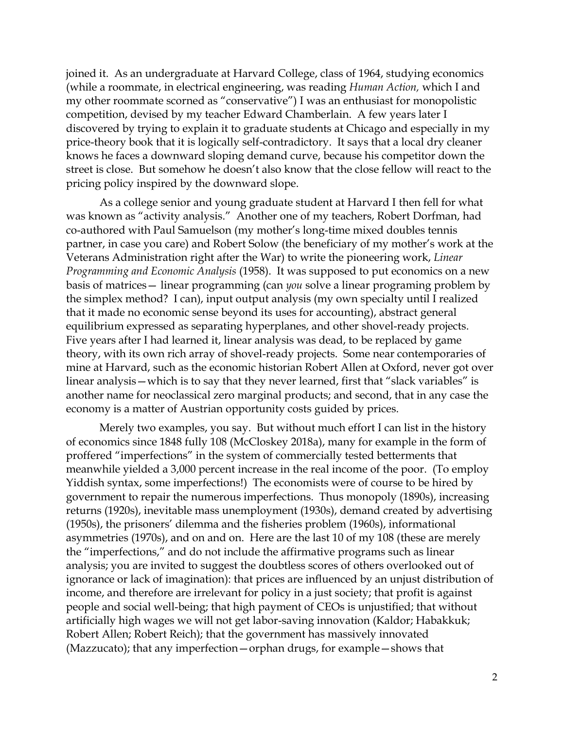joined it. As an undergraduate at Harvard College, class of 1964, studying economics (while a roommate, in electrical engineering, was reading *Human Action,* which I and my other roommate scorned as "conservative") I was an enthusiast for monopolistic competition, devised by my teacher Edward Chamberlain. A few years later I discovered by trying to explain it to graduate students at Chicago and especially in my price-theory book that it is logically self-contradictory. It says that a local dry cleaner knows he faces a downward sloping demand curve, because his competitor down the street is close. But somehow he doesn't also know that the close fellow will react to the pricing policy inspired by the downward slope.

As a college senior and young graduate student at Harvard I then fell for what was known as "activity analysis." Another one of my teachers, Robert Dorfman, had co-authored with Paul Samuelson (my mother's long-time mixed doubles tennis partner, in case you care) and Robert Solow (the beneficiary of my mother's work at the Veterans Administration right after the War) to write the pioneering work, *Linear Programming and Economic Analysis* (1958). It was supposed to put economics on a new basis of matrices— linear programming (can *you* solve a linear programing problem by the simplex method? I can), input output analysis (my own specialty until I realized that it made no economic sense beyond its uses for accounting), abstract general equilibrium expressed as separating hyperplanes, and other shovel-ready projects. Five years after I had learned it, linear analysis was dead, to be replaced by game theory, with its own rich array of shovel-ready projects. Some near contemporaries of mine at Harvard, such as the economic historian Robert Allen at Oxford, never got over linear analysis—which is to say that they never learned, first that "slack variables" is another name for neoclassical zero marginal products; and second, that in any case the economy is a matter of Austrian opportunity costs guided by prices.

Merely two examples, you say. But without much effort I can list in the history of economics since 1848 fully 108 (McCloskey 2018a), many for example in the form of proffered "imperfections" in the system of commercially tested betterments that meanwhile yielded a 3,000 percent increase in the real income of the poor. (To employ Yiddish syntax, some imperfections!) The economists were of course to be hired by government to repair the numerous imperfections. Thus monopoly (1890s), increasing returns (1920s), inevitable mass unemployment (1930s), demand created by advertising (1950s), the prisoners' dilemma and the fisheries problem (1960s), informational asymmetries (1970s), and on and on. Here are the last 10 of my 108 (these are merely the "imperfections," and do not include the affirmative programs such as linear analysis; you are invited to suggest the doubtless scores of others overlooked out of ignorance or lack of imagination): that prices are influenced by an unjust distribution of income, and therefore are irrelevant for policy in a just society; that profit is against people and social well-being; that high payment of CEOs is unjustified; that without artificially high wages we will not get labor-saving innovation (Kaldor; Habakkuk; Robert Allen; Robert Reich); that the government has massively innovated (Mazzucato); that any imperfection—orphan drugs, for example—shows that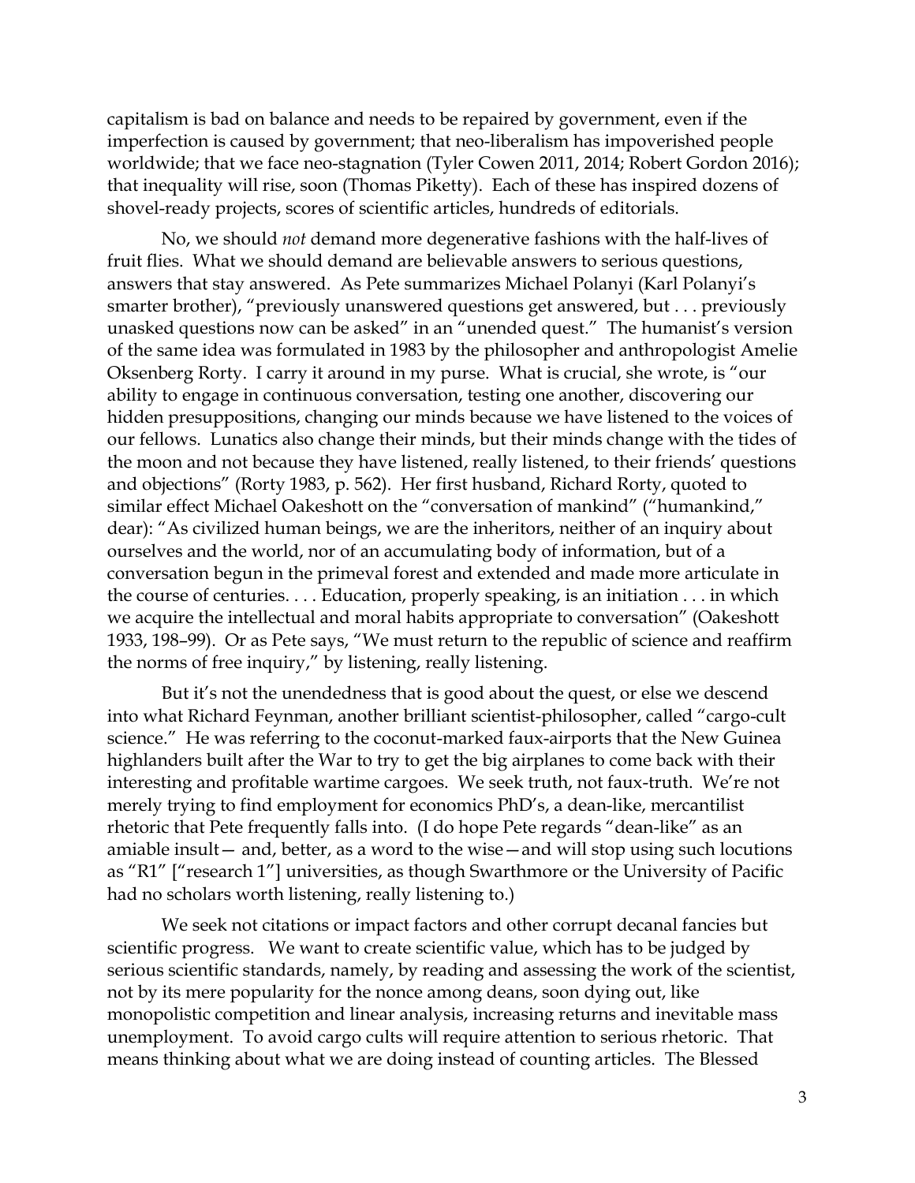capitalism is bad on balance and needs to be repaired by government, even if the imperfection is caused by government; that neo-liberalism has impoverished people worldwide; that we face neo-stagnation (Tyler Cowen 2011, 2014; Robert Gordon 2016); that inequality will rise, soon (Thomas Piketty). Each of these has inspired dozens of shovel-ready projects, scores of scientific articles, hundreds of editorials.

No, we should *not* demand more degenerative fashions with the half-lives of fruit flies. What we should demand are believable answers to serious questions, answers that stay answered. As Pete summarizes Michael Polanyi (Karl Polanyi's smarter brother), "previously unanswered questions get answered, but . . . previously unasked questions now can be asked" in an "unended quest." The humanist's version of the same idea was formulated in 1983 by the philosopher and anthropologist Amelie Oksenberg Rorty. I carry it around in my purse. What is crucial, she wrote, is "our ability to engage in continuous conversation, testing one another, discovering our hidden presuppositions, changing our minds because we have listened to the voices of our fellows. Lunatics also change their minds, but their minds change with the tides of the moon and not because they have listened, really listened, to their friends' questions and objections" (Rorty 1983, p. 562). Her first husband, Richard Rorty, quoted to similar effect Michael Oakeshott on the "conversation of mankind" ("humankind," dear): "As civilized human beings, we are the inheritors, neither of an inquiry about ourselves and the world, nor of an accumulating body of information, but of a conversation begun in the primeval forest and extended and made more articulate in the course of centuries. . . . Education, properly speaking, is an initiation . . . in which we acquire the intellectual and moral habits appropriate to conversation" (Oakeshott 1933, 198–99). Or as Pete says, "We must return to the republic of science and reaffirm the norms of free inquiry," by listening, really listening.

But it's not the unendedness that is good about the quest, or else we descend into what Richard Feynman, another brilliant scientist-philosopher, called "cargo-cult science." He was referring to the coconut-marked faux-airports that the New Guinea highlanders built after the War to try to get the big airplanes to come back with their interesting and profitable wartime cargoes. We seek truth, not faux-truth. We're not merely trying to find employment for economics PhD's, a dean-like, mercantilist rhetoric that Pete frequently falls into. (I do hope Pete regards "dean-like" as an amiable insult— and, better, as a word to the wise—and will stop using such locutions as "R1" ["research 1"] universities, as though Swarthmore or the University of Pacific had no scholars worth listening, really listening to.)

We seek not citations or impact factors and other corrupt decanal fancies but scientific progress. We want to create scientific value, which has to be judged by serious scientific standards, namely, by reading and assessing the work of the scientist, not by its mere popularity for the nonce among deans, soon dying out, like monopolistic competition and linear analysis, increasing returns and inevitable mass unemployment. To avoid cargo cults will require attention to serious rhetoric. That means thinking about what we are doing instead of counting articles. The Blessed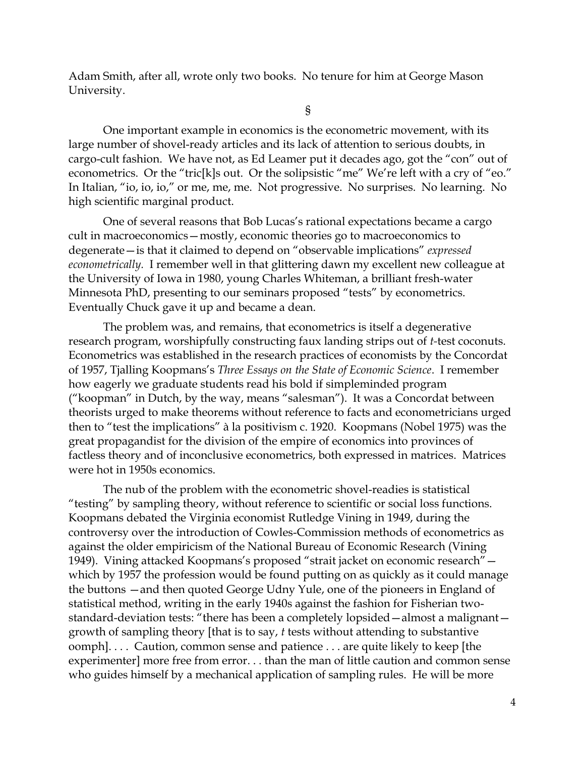Adam Smith, after all, wrote only two books. No tenure for him at George Mason University.

§

One important example in economics is the econometric movement, with its large number of shovel-ready articles and its lack of attention to serious doubts, in cargo-cult fashion. We have not, as Ed Leamer put it decades ago, got the "con" out of econometrics. Or the "tric[k]s out. Or the solipsistic "me" We're left with a cry of "eo." In Italian, "io, io, io," or me, me, me. Not progressive. No surprises. No learning. No high scientific marginal product.

One of several reasons that Bob Lucas's rational expectations became a cargo cult in macroeconomics—mostly, economic theories go to macroeconomics to degenerate—is that it claimed to depend on "observable implications" *expressed econometrically.* I remember well in that glittering dawn my excellent new colleague at the University of Iowa in 1980, young Charles Whiteman, a brilliant fresh-water Minnesota PhD, presenting to our seminars proposed "tests" by econometrics. Eventually Chuck gave it up and became a dean.

The problem was, and remains, that econometrics is itself a degenerative research program, worshipfully constructing faux landing strips out of *t*-test coconuts. Econometrics was established in the research practices of economists by the Concordat of 1957, Tjalling Koopmans's *Three Essays on the State of Economic Science*. I remember how eagerly we graduate students read his bold if simpleminded program ("koopman" in Dutch, by the way, means "salesman"). It was a Concordat between theorists urged to make theorems without reference to facts and econometricians urged then to "test the implications" à la positivism c. 1920. Koopmans (Nobel 1975) was the great propagandist for the division of the empire of economics into provinces of factless theory and of inconclusive econometrics, both expressed in matrices. Matrices were hot in 1950s economics.

The nub of the problem with the econometric shovel-readies is statistical "testing" by sampling theory, without reference to scientific or social loss functions. Koopmans debated the Virginia economist Rutledge Vining in 1949, during the controversy over the introduction of Cowles-Commission methods of econometrics as against the older empiricism of the National Bureau of Economic Research (Vining 1949). Vining attacked Koopmans's proposed "strait jacket on economic research"—which by 1957 the profession would be found putting on as quickly as it could manage the buttons —and then quoted George Udny Yule, one of the pioneers in England of statistical method, writing in the early 1940s against the fashion for Fisherian two-standard-deviation tests: "there has been a completely lopsided—almost a malignant—growth of sampling theory [that is to say, *t* tests without attending to substantive oomph]. . . . Caution, common sense and patience . . . are quite likely to keep [the experimenter] more free from error. . . than the man of little caution and common sense who guides himself by a mechanical application of sampling rules. He will be more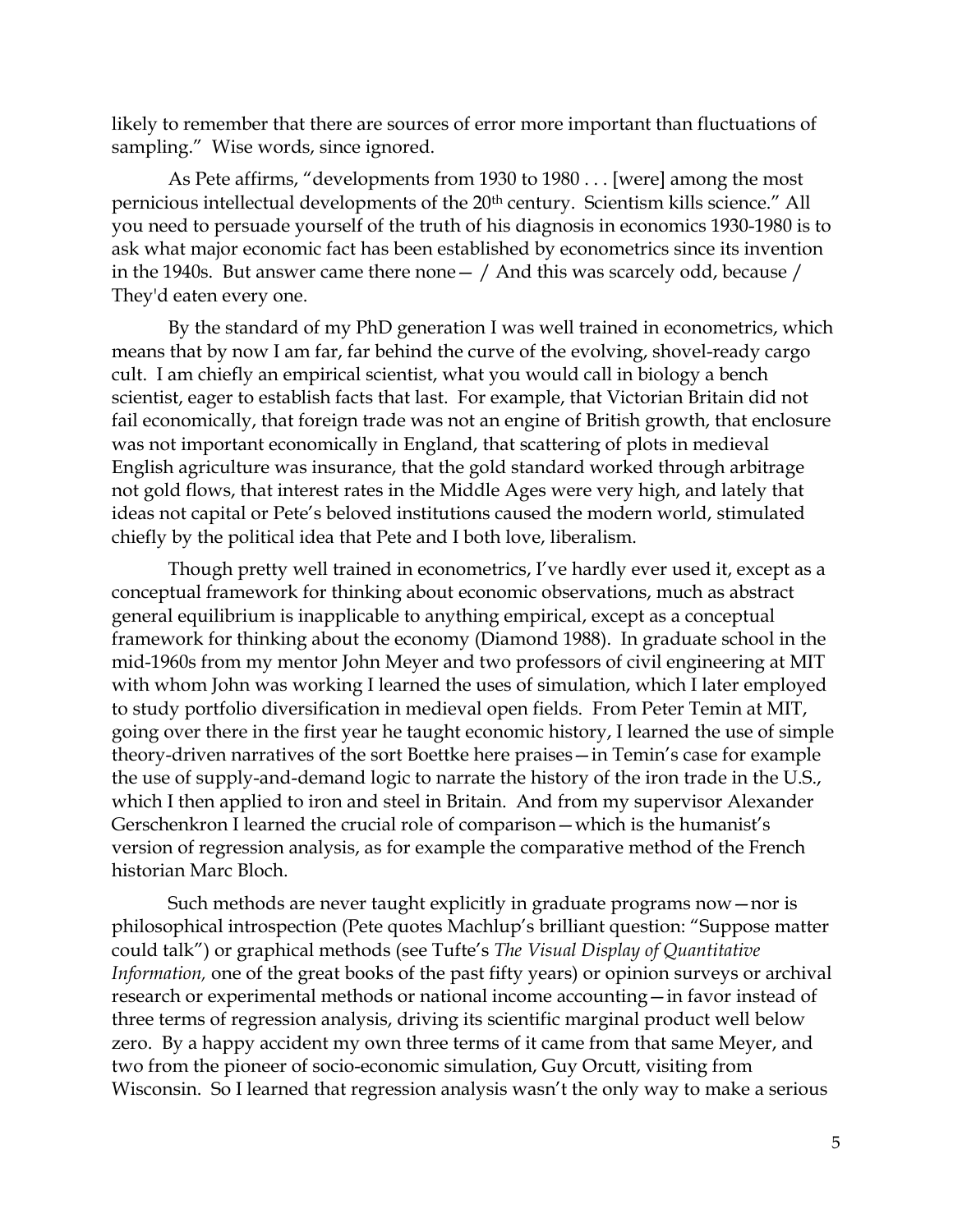likely to remember that there are sources of error more important than fluctuations of sampling." Wise words, since ignored.

As Pete affirms, "developments from 1930 to 1980 . . . [were] among the most pernicious intellectual developments of the 20th century. Scientism kills science." All you need to persuade yourself of the truth of his diagnosis in economics 1930-1980 is to ask what major economic fact has been established by econometrics since its invention in the 1940s. But answer came there none— / And this was scarcely odd, because / They'd eaten every one.

By the standard of my PhD generation I was well trained in econometrics, which means that by now I am far, far behind the curve of the evolving, shovel-ready cargo cult. I am chiefly an empirical scientist, what you would call in biology a bench scientist, eager to establish facts that last. For example, that Victorian Britain did not fail economically, that foreign trade was not an engine of British growth, that enclosure was not important economically in England, that scattering of plots in medieval English agriculture was insurance, that the gold standard worked through arbitrage not gold flows, that interest rates in the Middle Ages were very high, and lately that ideas not capital or Pete's beloved institutions caused the modern world, stimulated chiefly by the political idea that Pete and I both love, liberalism.

Though pretty well trained in econometrics, I've hardly ever used it, except as a conceptual framework for thinking about economic observations, much as abstract general equilibrium is inapplicable to anything empirical, except as a conceptual framework for thinking about the economy (Diamond 1988). In graduate school in the mid-1960s from my mentor John Meyer and two professors of civil engineering at MIT with whom John was working I learned the uses of simulation, which I later employed to study portfolio diversification in medieval open fields. From Peter Temin at MIT, going over there in the first year he taught economic history, I learned the use of simple theory-driven narratives of the sort Boettke here praises—in Temin's case for example the use of supply-and-demand logic to narrate the history of the iron trade in the U.S., which I then applied to iron and steel in Britain. And from my supervisor Alexander Gerschenkron I learned the crucial role of comparison—which is the humanist's version of regression analysis, as for example the comparative method of the French historian Marc Bloch.

Such methods are never taught explicitly in graduate programs now—nor is philosophical introspection (Pete quotes Machlup's brilliant question: "Suppose matter could talk") or graphical methods (see Tufte's *The Visual Display of Quantitative Information,* one of the great books of the past fifty years) or opinion surveys or archival research or experimental methods or national income accounting—in favor instead of three terms of regression analysis, driving its scientific marginal product well below zero. By a happy accident my own three terms of it came from that same Meyer, and two from the pioneer of socio-economic simulation, Guy Orcutt, visiting from Wisconsin. So I learned that regression analysis wasn't the only way to make a serious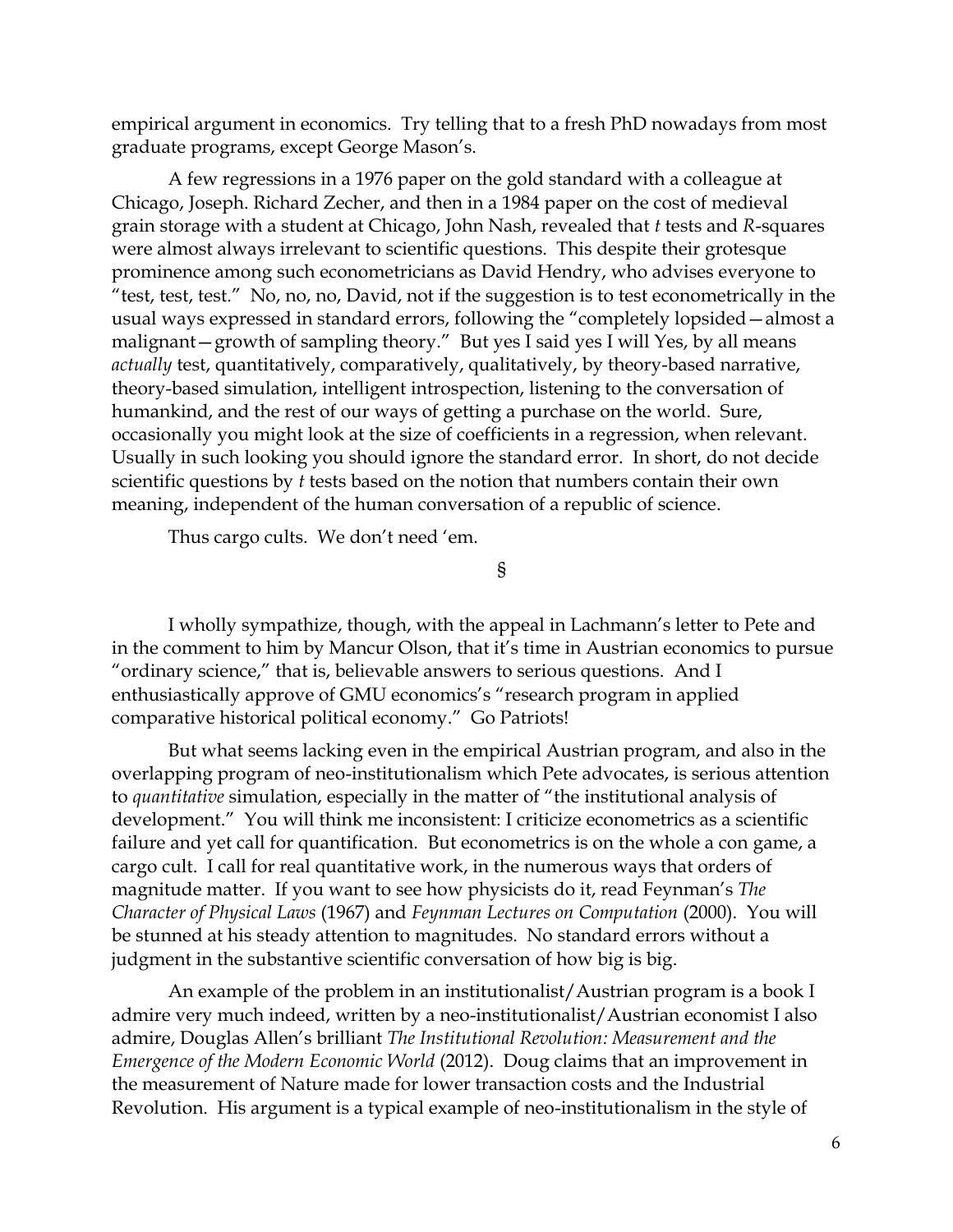empirical argument in economics. Try telling that to a fresh PhD nowadays from most graduate programs, except George Mason's.

A few regressions in a 1976 paper on the gold standard with a colleague at Chicago, Joseph. Richard Zecher, and then in a 1984 paper on the cost of medieval grain storage with a student at Chicago, John Nash, revealed that *t* tests and *R*-squares were almost always irrelevant to scientific questions. This despite their grotesque prominence among such econometricians as David Hendry, who advises everyone to "test, test, test." No, no, no, David, not if the suggestion is to test econometrically in the usual ways expressed in standard errors, following the "completely lopsided—almost a malignant—growth of sampling theory." But yes I said yes I will Yes, by all means *actually* test, quantitatively, comparatively, qualitatively, by theory-based narrative, theory-based simulation, intelligent introspection, listening to the conversation of humankind, and the rest of our ways of getting a purchase on the world. Sure, occasionally you might look at the size of coefficients in a regression, when relevant. Usually in such looking you should ignore the standard error. In short, do not decide scientific questions by *t* tests based on the notion that numbers contain their own meaning, independent of the human conversation of a republic of science.

Thus cargo cults. We don't need 'em.

§

I wholly sympathize, though, with the appeal in Lachmann's letter to Pete and in the comment to him by Mancur Olson, that it's time in Austrian economics to pursue "ordinary science," that is, believable answers to serious questions. And I enthusiastically approve of GMU economics's "research program in applied comparative historical political economy." Go Patriots!

But what seems lacking even in the empirical Austrian program, and also in the overlapping program of neo-institutionalism which Pete advocates, is serious attention to *quantitative* simulation, especially in the matter of "the institutional analysis of development." You will think me inconsistent: I criticize econometrics as a scientific failure and yet call for quantification. But econometrics is on the whole a con game, a cargo cult. I call for real quantitative work, in the numerous ways that orders of magnitude matter. If you want to see how physicists do it, read Feynman's *The Character of Physical Laws* (1967) and *Feynman Lectures on Computation* (2000). You will be stunned at his steady attention to magnitudes. No standard errors without a judgment in the substantive scientific conversation of how big is big.

An example of the problem in an institutionalist/Austrian program is a book I admire very much indeed, written by a neo-institutionalist/Austrian economist I also admire, Douglas Allen's brilliant *The Institutional Revolution: Measurement and the Emergence of the Modern Economic World* (2012). Doug claims that an improvement in the measurement of Nature made for lower transaction costs and the Industrial Revolution. His argument is a typical example of neo-institutionalism in the style of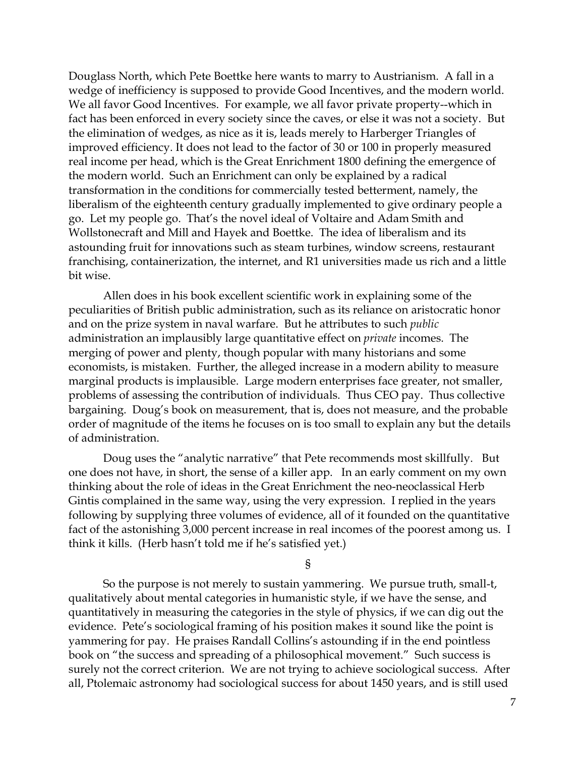Douglass North, which Pete Boettke here wants to marry to Austrianism. A fall in a wedge of inefficiency is supposed to provide Good Incentives, and the modern world. We all favor Good Incentives. For example, we all favor private property--which in fact has been enforced in every society since the caves, or else it was not a society. But the elimination of wedges, as nice as it is, leads merely to Harberger Triangles of improved efficiency. It does not lead to the factor of 30 or 100 in properly measured real income per head, which is the Great Enrichment 1800 defining the emergence of the modern world. Such an Enrichment can only be explained by a radical transformation in the conditions for commercially tested betterment, namely, the liberalism of the eighteenth century gradually implemented to give ordinary people a go. Let my people go. That's the novel ideal of Voltaire and Adam Smith and Wollstonecraft and Mill and Hayek and Boettke. The idea of liberalism and its astounding fruit for innovations such as steam turbines, window screens, restaurant franchising, containerization, the internet, and R1 universities made us rich and a little bit wise.

Allen does in his book excellent scientific work in explaining some of the peculiarities of British public administration, such as its reliance on aristocratic honor and on the prize system in naval warfare. But he attributes to such *public* administration an implausibly large quantitative effect on *private* incomes. The merging of power and plenty, though popular with many historians and some economists, is mistaken. Further, the alleged increase in a modern ability to measure marginal products is implausible. Large modern enterprises face greater, not smaller, problems of assessing the contribution of individuals. Thus CEO pay. Thus collective bargaining. Doug's book on measurement, that is, does not measure, and the probable order of magnitude of the items he focuses on is too small to explain any but the details of administration.

Doug uses the "analytic narrative" that Pete recommends most skillfully. But one does not have, in short, the sense of a killer app. In an early comment on my own thinking about the role of ideas in the Great Enrichment the neo-neoclassical Herb Gintis complained in the same way, using the very expression. I replied in the years following by supplying three volumes of evidence, all of it founded on the quantitative fact of the astonishing 3,000 percent increase in real incomes of the poorest among us. I think it kills. (Herb hasn't told me if he's satisfied yet.)

§

So the purpose is not merely to sustain yammering. We pursue truth, small-t, qualitatively about mental categories in humanistic style, if we have the sense, and quantitatively in measuring the categories in the style of physics, if we can dig out the evidence. Pete's sociological framing of his position makes it sound like the point is yammering for pay. He praises Randall Collins's astounding if in the end pointless book on "the success and spreading of a philosophical movement." Such success is surely not the correct criterion. We are not trying to achieve sociological success. After all, Ptolemaic astronomy had sociological success for about 1450 years, and is still used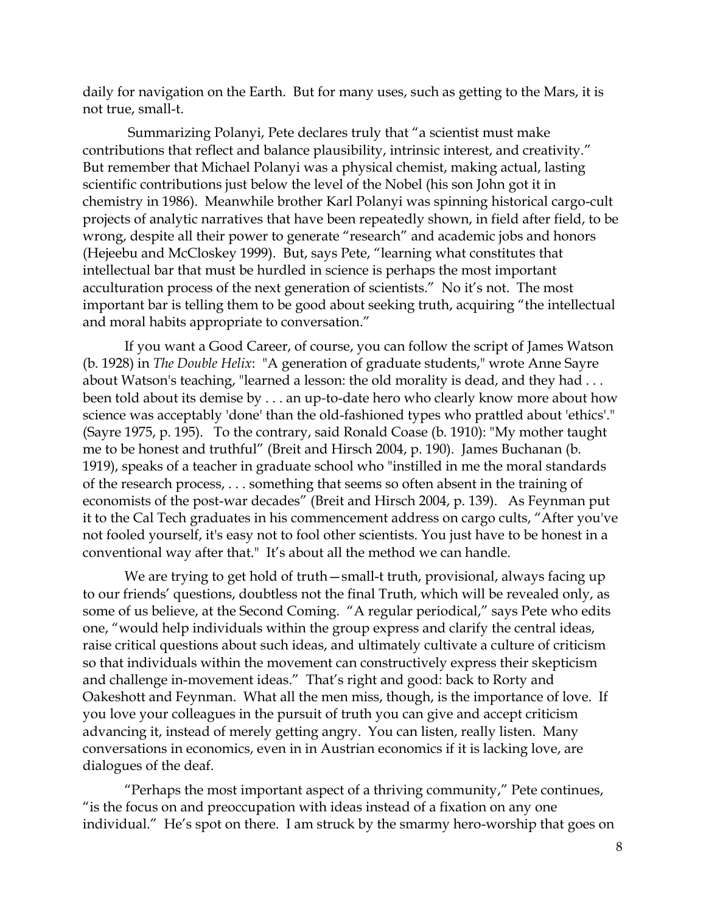daily for navigation on the Earth. But for many uses, such as getting to the Mars, it is not true, small-t.

Summarizing Polanyi, Pete declares truly that "a scientist must make contributions that reflect and balance plausibility, intrinsic interest, and creativity." But remember that Michael Polanyi was a physical chemist, making actual, lasting scientific contributions just below the level of the Nobel (his son John got it in chemistry in 1986). Meanwhile brother Karl Polanyi was spinning historical cargo-cult projects of analytic narratives that have been repeatedly shown, in field after field, to be wrong, despite all their power to generate "research" and academic jobs and honors (Hejeebu and McCloskey 1999). But, says Pete, "learning what constitutes that intellectual bar that must be hurdled in science is perhaps the most important acculturation process of the next generation of scientists." No it's not. The most important bar is telling them to be good about seeking truth, acquiring "the intellectual and moral habits appropriate to conversation."

If you want a Good Career, of course, you can follow the script of James Watson (b. 1928) in *The Double Helix*: "A generation of graduate students," wrote Anne Sayre about Watson's teaching, "learned a lesson: the old morality is dead, and they had . . . been told about its demise by . . . an up-to-date hero who clearly know more about how science was acceptably 'done' than the old-fashioned types who prattled about 'ethics'." (Sayre 1975, p. 195). To the contrary, said Ronald Coase (b. 1910): "My mother taught me to be honest and truthful" (Breit and Hirsch 2004, p. 190). James Buchanan (b. 1919), speaks of a teacher in graduate school who "instilled in me the moral standards of the research process, . . . something that seems so often absent in the training of economists of the post-war decades" (Breit and Hirsch 2004, p. 139). As Feynman put it to the Cal Tech graduates in his commencement address on cargo cults, "After you've not fooled yourself, it's easy not to fool other scientists. You just have to be honest in a conventional way after that." It's about all the method we can handle.

We are trying to get hold of truth—small-t truth, provisional, always facing up to our friends' questions, doubtless not the final Truth, which will be revealed only, as some of us believe, at the Second Coming. "A regular periodical," says Pete who edits one, "would help individuals within the group express and clarify the central ideas, raise critical questions about such ideas, and ultimately cultivate a culture of criticism so that individuals within the movement can constructively express their skepticism and challenge in-movement ideas." That's right and good: back to Rorty and Oakeshott and Feynman. What all the men miss, though, is the importance of love. If you love your colleagues in the pursuit of truth you can give and accept criticism advancing it, instead of merely getting angry. You can listen, really listen. Many conversations in economics, even in in Austrian economics if it is lacking love, are dialogues of the deaf.

"Perhaps the most important aspect of a thriving community," Pete continues, "is the focus on and preoccupation with ideas instead of a fixation on any one individual." He's spot on there. I am struck by the smarmy hero-worship that goes on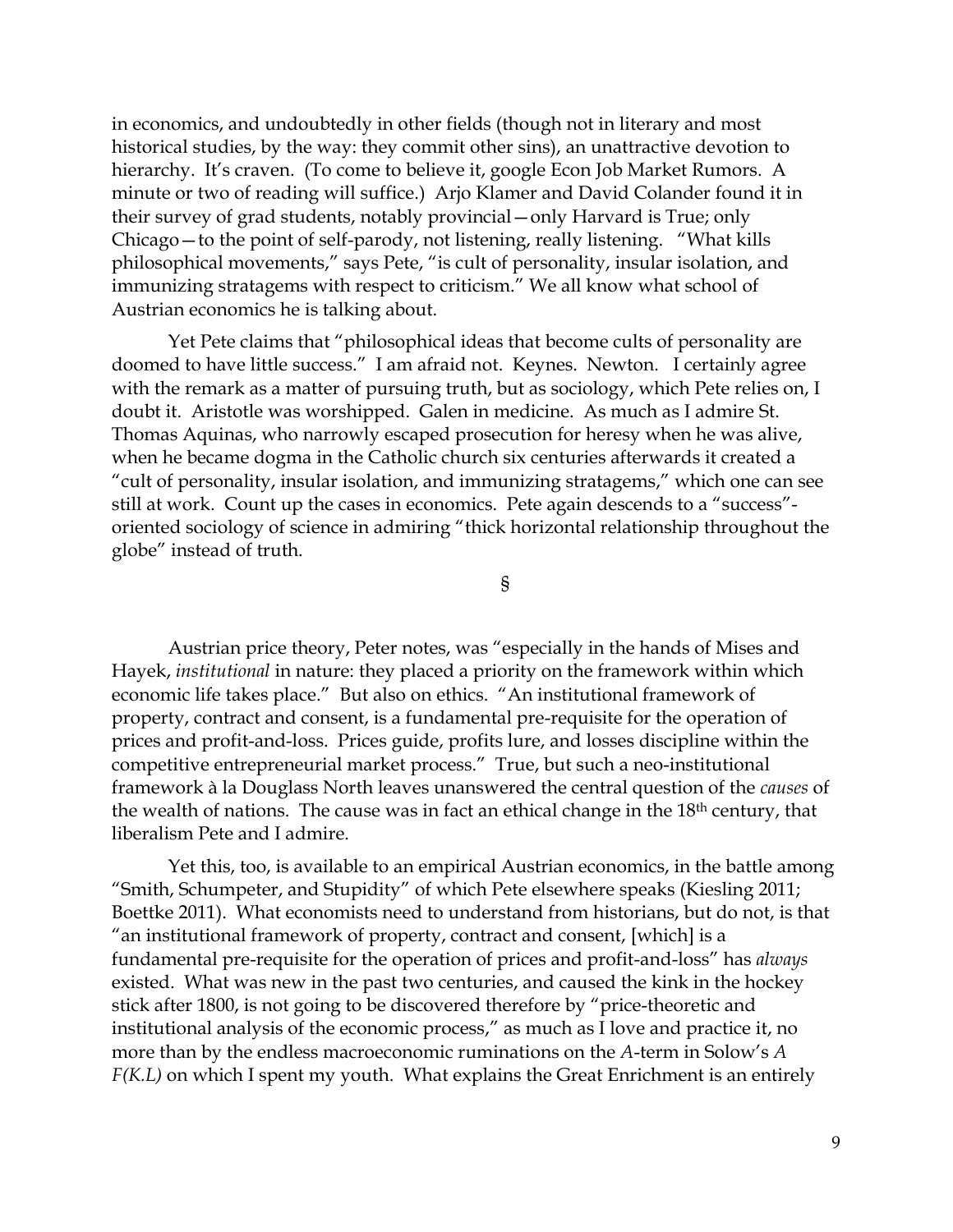in economics, and undoubtedly in other fields (though not in literary and most historical studies, by the way: they commit other sins), an unattractive devotion to hierarchy. It's craven. (To come to believe it, google Econ Job Market Rumors. A minute or two of reading will suffice.) Arjo Klamer and David Colander found it in their survey of grad students, notably provincial—only Harvard is True; only Chicago—to the point of self-parody, not listening, really listening. "What kills philosophical movements," says Pete, "is cult of personality, insular isolation, and immunizing stratagems with respect to criticism." We all know what school of Austrian economics he is talking about.

Yet Pete claims that "philosophical ideas that become cults of personality are doomed to have little success." I am afraid not. Keynes. Newton. I certainly agree with the remark as a matter of pursuing truth, but as sociology, which Pete relies on, I doubt it. Aristotle was worshipped. Galen in medicine. As much as I admire St. Thomas Aquinas, who narrowly escaped prosecution for heresy when he was alive, when he became dogma in the Catholic church six centuries afterwards it created a "cult of personality, insular isolation, and immunizing stratagems," which one can see still at work. Count up the cases in economics. Pete again descends to a "success"-oriented sociology of science in admiring "thick horizontal relationship throughout the globe" instead of truth.

§

Austrian price theory, Peter notes, was "especially in the hands of Mises and Hayek, *institutional* in nature: they placed a priority on the framework within which economic life takes place." But also on ethics. "An institutional framework of property, contract and consent, is a fundamental pre-requisite for the operation of prices and profit-and-loss. Prices guide, profits lure, and losses discipline within the competitive entrepreneurial market process." True, but such a neo-institutional framework à la Douglass North leaves unanswered the central question of the *causes* of the wealth of nations. The cause was in fact an ethical change in the 18th century, that liberalism Pete and I admire.

Yet this, too, is available to an empirical Austrian economics, in the battle among "Smith, Schumpeter, and Stupidity" of which Pete elsewhere speaks (Kiesling 2011; Boettke 2011). What economists need to understand from historians, but do not, is that "an institutional framework of property, contract and consent, [which] is a fundamental pre-requisite for the operation of prices and profit-and-loss" has *always* existed. What was new in the past two centuries, and caused the kink in the hockey stick after 1800, is not going to be discovered therefore by "price-theoretic and institutional analysis of the economic process," as much as I love and practice it, no more than by the endless macroeconomic ruminations on the *A*-term in Solow's $A\ F(K.L)$ on which I spent my youth. What explains the Great Enrichment is an entirely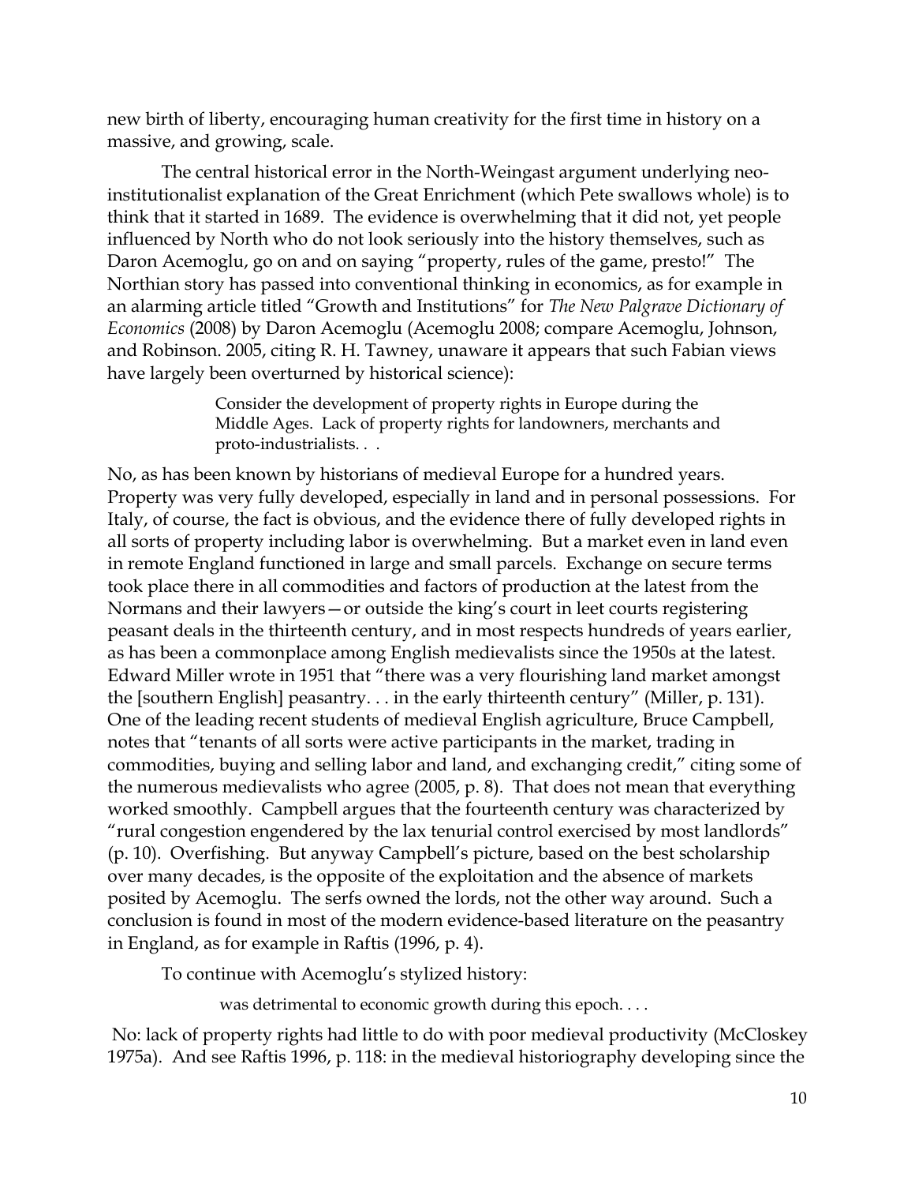new birth of liberty, encouraging human creativity for the first time in history on a massive, and growing, scale.

The central historical error in the North-Weingast argument underlying neo-institutionalist explanation of the Great Enrichment (which Pete swallows whole) is to think that it started in 1689. The evidence is overwhelming that it did not, yet people influenced by North who do not look seriously into the history themselves, such as Daron Acemoglu, go on and on saying "property, rules of the game, presto!" The Northian story has passed into conventional thinking in economics, as for example in an alarming article titled "Growth and Institutions" for *The New Palgrave Dictionary of Economics* (2008) by Daron Acemoglu (Acemoglu 2008; compare Acemoglu, Johnson, and Robinson. 2005, citing R. H. Tawney, unaware it appears that such Fabian views have largely been overturned by historical science):

> Consider the development of property rights in Europe during the Middle Ages. Lack of property rights for landowners, merchants and proto-industrialists. . .

No, as has been known by historians of medieval Europe for a hundred years. Property was very fully developed, especially in land and in personal possessions. For Italy, of course, the fact is obvious, and the evidence there of fully developed rights in all sorts of property including labor is overwhelming. But a market even in land even in remote England functioned in large and small parcels. Exchange on secure terms took place there in all commodities and factors of production at the latest from the Normans and their lawyers—or outside the king's court in leet courts registering peasant deals in the thirteenth century, and in most respects hundreds of years earlier, as has been a commonplace among English medievalists since the 1950s at the latest. Edward Miller wrote in 1951 that "there was a very flourishing land market amongst the [southern English] peasantry. . . in the early thirteenth century" (Miller, p. 131). One of the leading recent students of medieval English agriculture, Bruce Campbell, notes that "tenants of all sorts were active participants in the market, trading in commodities, buying and selling labor and land, and exchanging credit," citing some of the numerous medievalists who agree (2005, p. 8). That does not mean that everything worked smoothly. Campbell argues that the fourteenth century was characterized by "rural congestion engendered by the lax tenurial control exercised by most landlords" (p. 10). Overfishing. But anyway Campbell's picture, based on the best scholarship over many decades, is the opposite of the exploitation and the absence of markets posited by Acemoglu. The serfs owned the lords, not the other way around. Such a conclusion is found in most of the modern evidence-based literature on the peasantry in England, as for example in Raftis (1996, p. 4).

To continue with Acemoglu's stylized history:

> was detrimental to economic growth during this epoch. . . .

No: lack of property rights had little to do with poor medieval productivity (McCloskey 1975a). And see Raftis 1996, p. 118: in the medieval historiography developing since the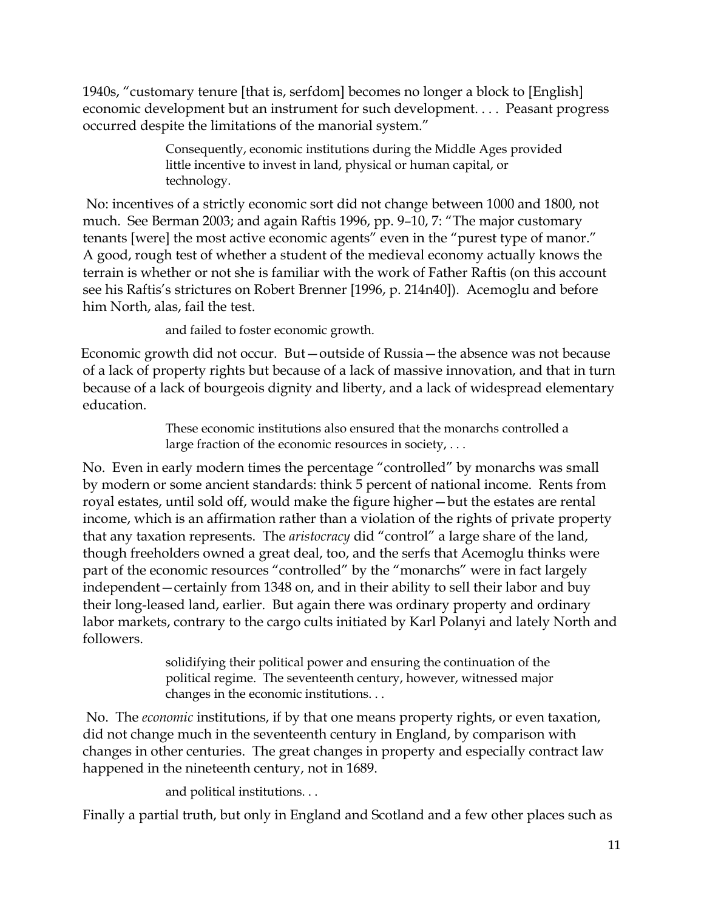1940s, "customary tenure [that is, serfdom] becomes no longer a block to [English] economic development but an instrument for such development. . . . Peasant progress occurred despite the limitations of the manorial system."

> Consequently, economic institutions during the Middle Ages provided little incentive to invest in land, physical or human capital, or technology.

No: incentives of a strictly economic sort did not change between 1000 and 1800, not much. See Berman 2003; and again Raftis 1996, pp. 9–10, 7: "The major customary tenants [were] the most active economic agents" even in the "purest type of manor." A good, rough test of whether a student of the medieval economy actually knows the terrain is whether or not she is familiar with the work of Father Raftis (on this account see his Raftis's strictures on Robert Brenner [1996, p. 214n40]). Acemoglu and before him North, alas, fail the test.

> and failed to foster economic growth.

Economic growth did not occur. But—outside of Russia—the absence was not because of a lack of property rights but because of a lack of massive innovation, and that in turn because of a lack of bourgeois dignity and liberty, and a lack of widespread elementary education.

> These economic institutions also ensured that the monarchs controlled a large fraction of the economic resources in society, . . .

No. Even in early modern times the percentage "controlled" by monarchs was small by modern or some ancient standards: think 5 percent of national income. Rents from royal estates, until sold off, would make the figure higher—but the estates are rental income, which is an affirmation rather than a violation of the rights of private property that any taxation represents. The *aristocracy* did "control" a large share of the land, though freeholders owned a great deal, too, and the serfs that Acemoglu thinks were part of the economic resources "controlled" by the "monarchs" were in fact largely independent—certainly from 1348 on, and in their ability to sell their labor and buy their long-leased land, earlier. But again there was ordinary property and ordinary labor markets, contrary to the cargo cults initiated by Karl Polanyi and lately North and followers.

> solidifying their political power and ensuring the continuation of the political regime. The seventeenth century, however, witnessed major changes in the economic institutions. . .

No. The *economic* institutions, if by that one means property rights, or even taxation, did not change much in the seventeenth century in England, by comparison with changes in other centuries. The great changes in property and especially contract law happened in the nineteenth century, not in 1689.

> and political institutions. . .

Finally a partial truth, but only in England and Scotland and a few other places such as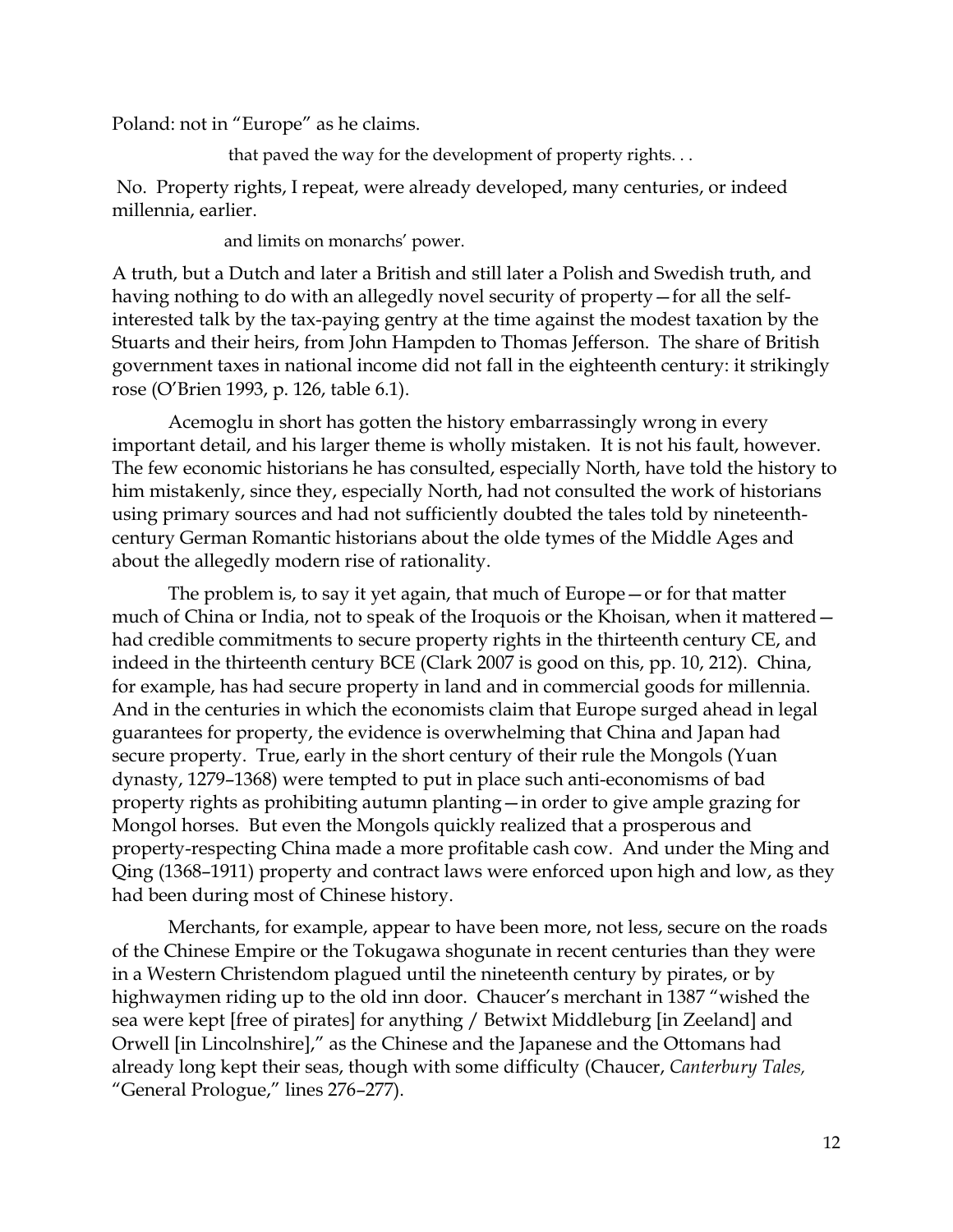Poland: not in "Europe" as he claims.

> that paved the way for the development of property rights. . .

No. Property rights, I repeat, were already developed, many centuries, or indeed millennia, earlier.

> and limits on monarchs' power.

A truth, but a Dutch and later a British and still later a Polish and Swedish truth, and having nothing to do with an allegedly novel security of property—for all the self-interested talk by the tax-paying gentry at the time against the modest taxation by the Stuarts and their heirs, from John Hampden to Thomas Jefferson. The share of British government taxes in national income did not fall in the eighteenth century: it strikingly rose (O'Brien 1993, p. 126, table 6.1).

Acemoglu in short has gotten the history embarrassingly wrong in every important detail, and his larger theme is wholly mistaken. It is not his fault, however. The few economic historians he has consulted, especially North, have told the history to him mistakenly, since they, especially North, had not consulted the work of historians using primary sources and had not sufficiently doubted the tales told by nineteenth-century German Romantic historians about the olde tymes of the Middle Ages and about the allegedly modern rise of rationality.

The problem is, to say it yet again, that much of Europe—or for that matter much of China or India, not to speak of the Iroquois or the Khoisan, when it mattered—had credible commitments to secure property rights in the thirteenth century CE, and indeed in the thirteenth century BCE (Clark 2007 is good on this, pp. 10, 212). China, for example, has had secure property in land and in commercial goods for millennia. And in the centuries in which the economists claim that Europe surged ahead in legal guarantees for property, the evidence is overwhelming that China and Japan had secure property. True, early in the short century of their rule the Mongols (Yuan dynasty, 1279–1368) were tempted to put in place such anti-economisms of bad property rights as prohibiting autumn planting—in order to give ample grazing for Mongol horses. But even the Mongols quickly realized that a prosperous and property-respecting China made a more profitable cash cow. And under the Ming and Qing (1368–1911) property and contract laws were enforced upon high and low, as they had been during most of Chinese history.

Merchants, for example, appear to have been more, not less, secure on the roads of the Chinese Empire or the Tokugawa shogunate in recent centuries than they were in a Western Christendom plagued until the nineteenth century by pirates, or by highwaymen riding up to the old inn door. Chaucer's merchant in 1387 "wished the sea were kept [free of pirates] for anything / Betwixt Middleburg [in Zeeland] and Orwell [in Lincolnshire]," as the Chinese and the Japanese and the Ottomans had already long kept their seas, though with some difficulty (Chaucer, *Canterbury Tales,* "General Prologue," lines 276–277).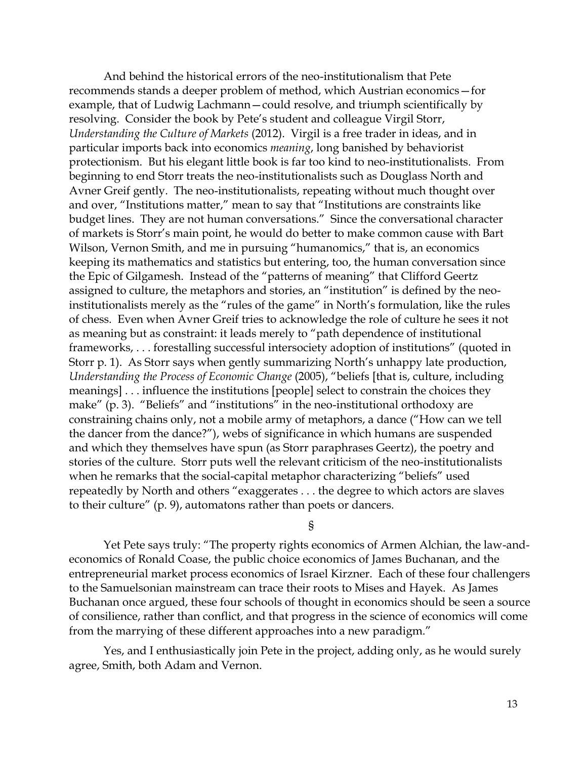And behind the historical errors of the neo-institutionalism that Pete recommends stands a deeper problem of method, which Austrian economics—for example, that of Ludwig Lachmann—could resolve, and triumph scientifically by resolving. Consider the book by Pete's student and colleague Virgil Storr, *Understanding the Culture of Markets* (2012). Virgil is a free trader in ideas, and in particular imports back into economics *meaning*, long banished by behaviorist protectionism. But his elegant little book is far too kind to neo-institutionalists. From beginning to end Storr treats the neo-institutionalists such as Douglass North and Avner Greif gently. The neo-institutionalists, repeating without much thought over and over, "Institutions matter," mean to say that "Institutions are constraints like budget lines. They are not human conversations." Since the conversational character of markets is Storr's main point, he would do better to make common cause with Bart Wilson, Vernon Smith, and me in pursuing "humanomics," that is, an economics keeping its mathematics and statistics but entering, too, the human conversation since the Epic of Gilgamesh. Instead of the "patterns of meaning" that Clifford Geertz assigned to culture, the metaphors and stories, an "institution" is defined by the neo-institutionalists merely as the "rules of the game" in North's formulation, like the rules of chess. Even when Avner Greif tries to acknowledge the role of culture he sees it not as meaning but as constraint: it leads merely to "path dependence of institutional frameworks, . . . forestalling successful intersociety adoption of institutions" (quoted in Storr p. 1). As Storr says when gently summarizing North's unhappy late production, *Understanding the Process of Economic Change* (2005), "beliefs [that is, culture, including meanings] . . . influence the institutions [people] select to constrain the choices they make" (p. 3). "Beliefs" and "institutions" in the neo-institutional orthodoxy are constraining chains only, not a mobile army of metaphors, a dance ("How can we tell the dancer from the dance?"), webs of significance in which humans are suspended and which they themselves have spun (as Storr paraphrases Geertz), the poetry and stories of the culture. Storr puts well the relevant criticism of the neo-institutionalists when he remarks that the social-capital metaphor characterizing "beliefs" used repeatedly by North and others "exaggerates . . . the degree to which actors are slaves to their culture" (p. 9), automatons rather than poets or dancers.

§

Yet Pete says truly: "The property rights economics of Armen Alchian, the law-and-economics of Ronald Coase, the public choice economics of James Buchanan, and the entrepreneurial market process economics of Israel Kirzner. Each of these four challengers to the Samuelsonian mainstream can trace their roots to Mises and Hayek. As James Buchanan once argued, these four schools of thought in economics should be seen a source of consilience, rather than conflict, and that progress in the science of economics will come from the marrying of these different approaches into a new paradigm."

Yes, and I enthusiastically join Pete in the project, adding only, as he would surely agree, Smith, both Adam and Vernon.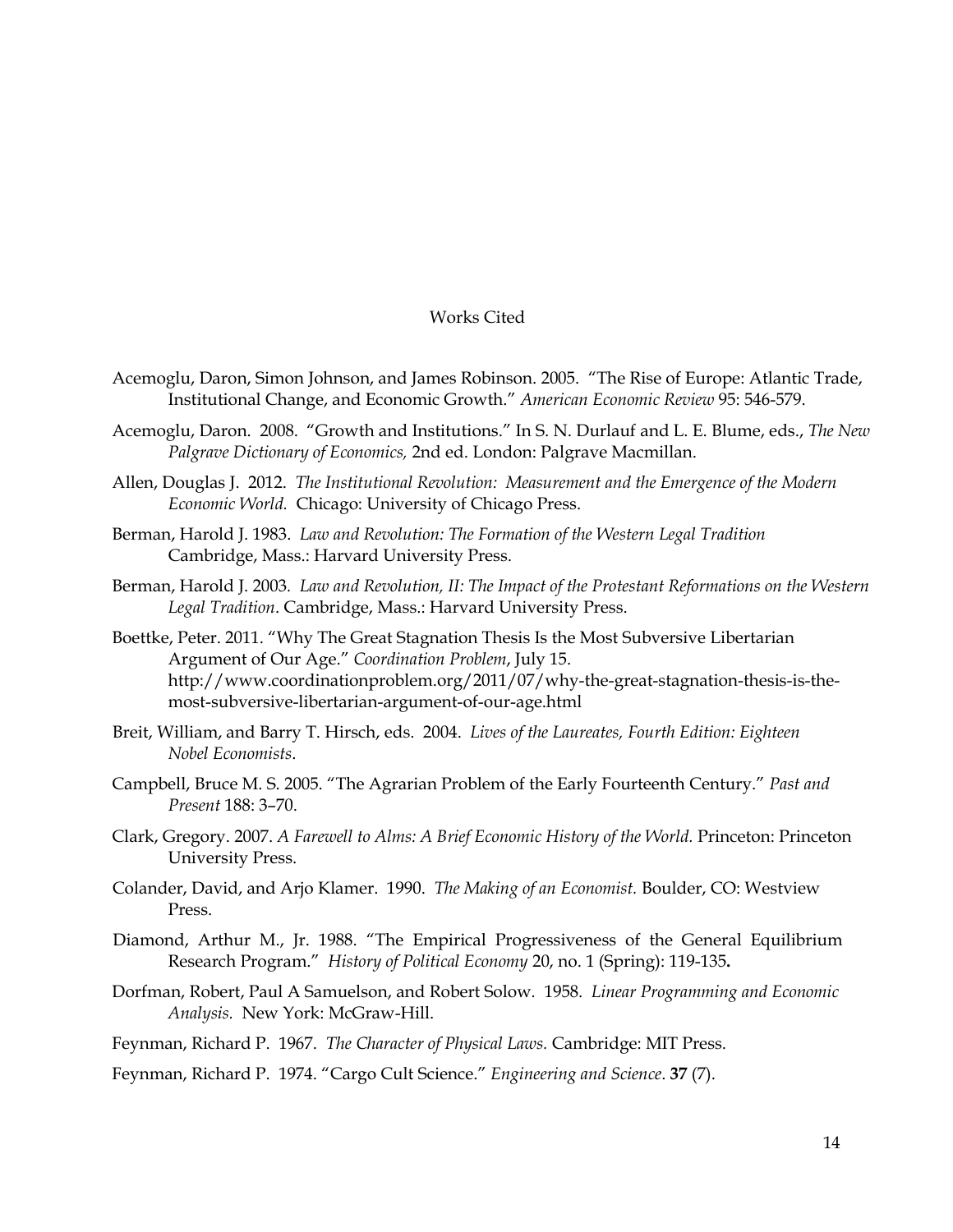# Works Cited

Acemoglu, Daron, Simon Johnson, and James Robinson. 2005. "The Rise of Europe: Atlantic Trade, Institutional Change, and Economic Growth." *American Economic Review* 95: 546-579.

Acemoglu, Daron. 2008. "Growth and Institutions." In S. N. Durlauf and L. E. Blume, eds., *The New Palgrave Dictionary of Economics,* 2nd ed. London: Palgrave Macmillan.

Allen, Douglas J. 2012. *The Institutional Revolution: Measurement and the Emergence of the Modern Economic World.* Chicago: University of Chicago Press.

Berman, Harold J. 1983. *Law and Revolution: The Formation of the Western Legal Tradition* Cambridge, Mass.: Harvard University Press.

Berman, Harold J. 2003. *Law and Revolution, II: The Impact of the Protestant Reformations on the Western Legal Tradition*. Cambridge, Mass.: Harvard University Press.

Boettke, Peter. 2011. "Why The Great Stagnation Thesis Is the Most Subversive Libertarian Argument of Our Age." *Coordination Problem*, July 15. http://www.coordinationproblem.org/2011/07/why-the-great-stagnation-thesis-is-the-most-subversive-libertarian-argument-of-our-age.html

Breit, William, and Barry T. Hirsch, eds. 2004. *Lives of the Laureates, Fourth Edition: Eighteen Nobel Economists*.

Campbell, Bruce M. S. 2005. "The Agrarian Problem of the Early Fourteenth Century." *Past and Present* 188: 3–70.

Clark, Gregory. 2007. *A Farewell to Alms: A Brief Economic History of the World.* Princeton: Princeton University Press.

Colander, David, and Arjo Klamer. 1990. *The Making of an Economist.* Boulder, CO: Westview Press.

Diamond, Arthur M., Jr. 1988. "The Empirical Progressiveness of the General Equilibrium Research Program." *History of Political Economy* 20, no. 1 (Spring): 119-135**.**

Dorfman, Robert, Paul A Samuelson, and Robert Solow. 1958. *Linear Programming and Economic Analysis.* New York: McGraw-Hill.

Feynman, Richard P. 1967. *The Character of Physical Laws.* Cambridge: MIT Press.

Feynman, Richard P. 1974. "Cargo Cult Science." *Engineering and Science*. **37** (7).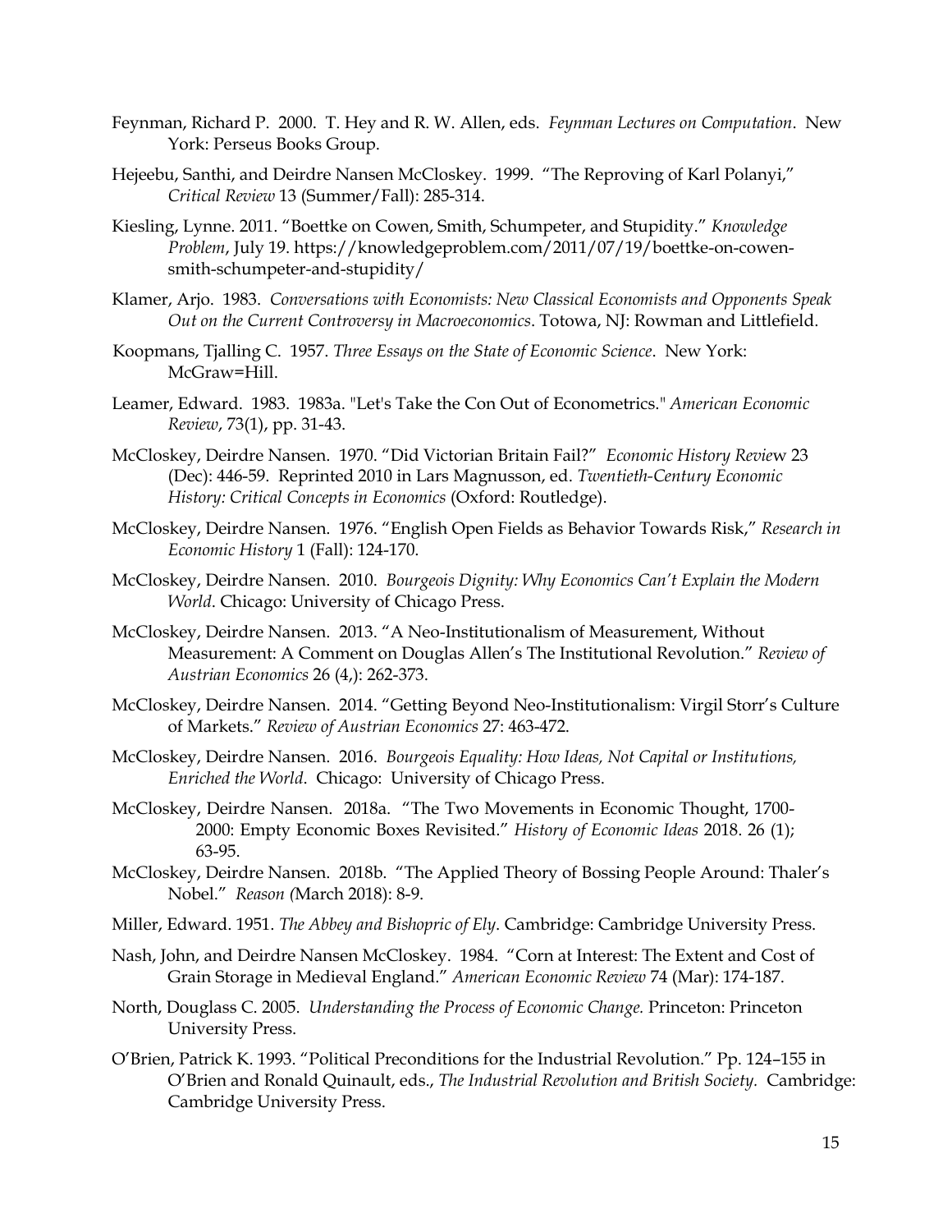Feynman, Richard P. 2000. T. Hey and R. W. Allen, eds. *Feynman Lectures on Computation*. New York: Perseus Books Group.

Hejeebu, Santhi, and Deirdre Nansen McCloskey. 1999. "The Reproving of Karl Polanyi," *Critical Review* 13 (Summer/Fall): 285-314.

Kiesling, Lynne. 2011. "Boettke on Cowen, Smith, Schumpeter, and Stupidity." *Knowledge Problem*, July 19. https://knowledgeproblem.com/2011/07/19/boettke-on-cowen-smith-schumpeter-and-stupidity/

Klamer, Arjo. 1983. *Conversations with Economists: New Classical Economists and Opponents Speak Out on the Current Controversy in Macroeconomics*. Totowa, NJ: Rowman and Littlefield.

Koopmans, Tjalling C. 1957. *Three Essays on the State of Economic Science*. New York: McGraw=Hill.

Leamer, Edward. 1983. 1983a. "Let's Take the Con Out of Econometrics." *American Economic Review*, 73(1), pp. 31-43.

McCloskey, Deirdre Nansen. 1970. "Did Victorian Britain Fail?" *Economic History Review* 23 (Dec): 446-59. Reprinted 2010 in Lars Magnusson, ed. *Twentieth-Century Economic History: Critical Concepts in Economics* (Oxford: Routledge).

McCloskey, Deirdre Nansen. 1976. "English Open Fields as Behavior Towards Risk," *Research in Economic History* 1 (Fall): 124-170.

McCloskey, Deirdre Nansen. 2010. *Bourgeois Dignity: Why Economics Can't Explain the Modern World*. Chicago: University of Chicago Press.

McCloskey, Deirdre Nansen. 2013. "A Neo-Institutionalism of Measurement, Without Measurement: A Comment on Douglas Allen's The Institutional Revolution." *Review of Austrian Economics* 26 (4,): 262-373.

McCloskey, Deirdre Nansen. 2014. "Getting Beyond Neo-Institutionalism: Virgil Storr's Culture of Markets." *Review of Austrian Economics* 27: 463-472.

McCloskey, Deirdre Nansen. 2016. *Bourgeois Equality: How Ideas, Not Capital or Institutions, Enriched the World*. Chicago: University of Chicago Press.

McCloskey, Deirdre Nansen. 2018a. "The Two Movements in Economic Thought, 1700-2000: Empty Economic Boxes Revisited." *History of Economic Ideas* 2018. 26 (1); 63-95.

McCloskey, Deirdre Nansen. 2018b. "The Applied Theory of Bossing People Around: Thaler's Nobel." *Reason (*March 2018): 8-9.

Miller, Edward. 1951. *The Abbey and Bishopric of Ely*. Cambridge: Cambridge University Press.

Nash, John, and Deirdre Nansen McCloskey. 1984. "Corn at Interest: The Extent and Cost of Grain Storage in Medieval England." *American Economic Review* 74 (Mar): 174-187.

North, Douglass C. 2005. *Understanding the Process of Economic Change.* Princeton: Princeton University Press.

O'Brien, Patrick K. 1993. "Political Preconditions for the Industrial Revolution." Pp. 124–155 in O'Brien and Ronald Quinault, eds., *The Industrial Revolution and British Society.* Cambridge: Cambridge University Press.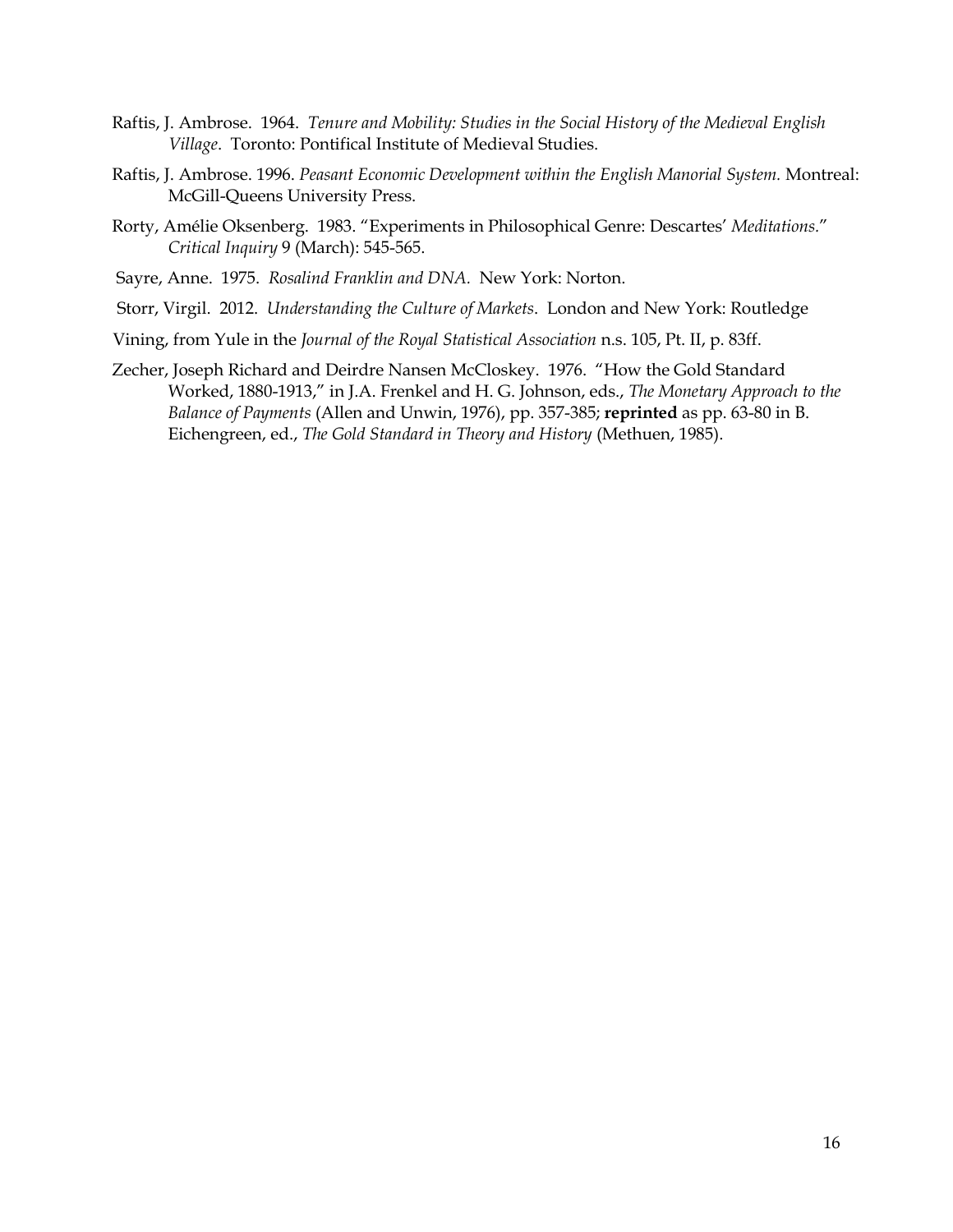Raftis, J. Ambrose. 1964. *Tenure and Mobility: Studies in the Social History of the Medieval English Village*. Toronto: Pontifical Institute of Medieval Studies.

Raftis, J. Ambrose. 1996. *Peasant Economic Development within the English Manorial System.* Montreal: McGill-Queens University Press.

Rorty, Amélie Oksenberg. 1983. "Experiments in Philosophical Genre: Descartes' *Meditations.*" *Critical Inquiry* 9 (March): 545-565.

Sayre, Anne. 1975. *Rosalind Franklin and DNA.* New York: Norton.

Storr, Virgil. 2012. *Understanding the Culture of Markets*. London and New York: Routledge

Vining, from Yule in the *Journal of the Royal Statistical Association* n.s. 105, Pt. II, p. 83ff.

Zecher, Joseph Richard and Deirdre Nansen McCloskey. 1976. "How the Gold Standard Worked, 1880-1913," in J.A. Frenkel and H. G. Johnson, eds., *The Monetary Approach to the Balance of Payments* (Allen and Unwin, 1976), pp. 357-385; **reprinted** as pp. 63-80 in B. Eichengreen, ed., *The Gold Standard in Theory and History* (Methuen, 1985).